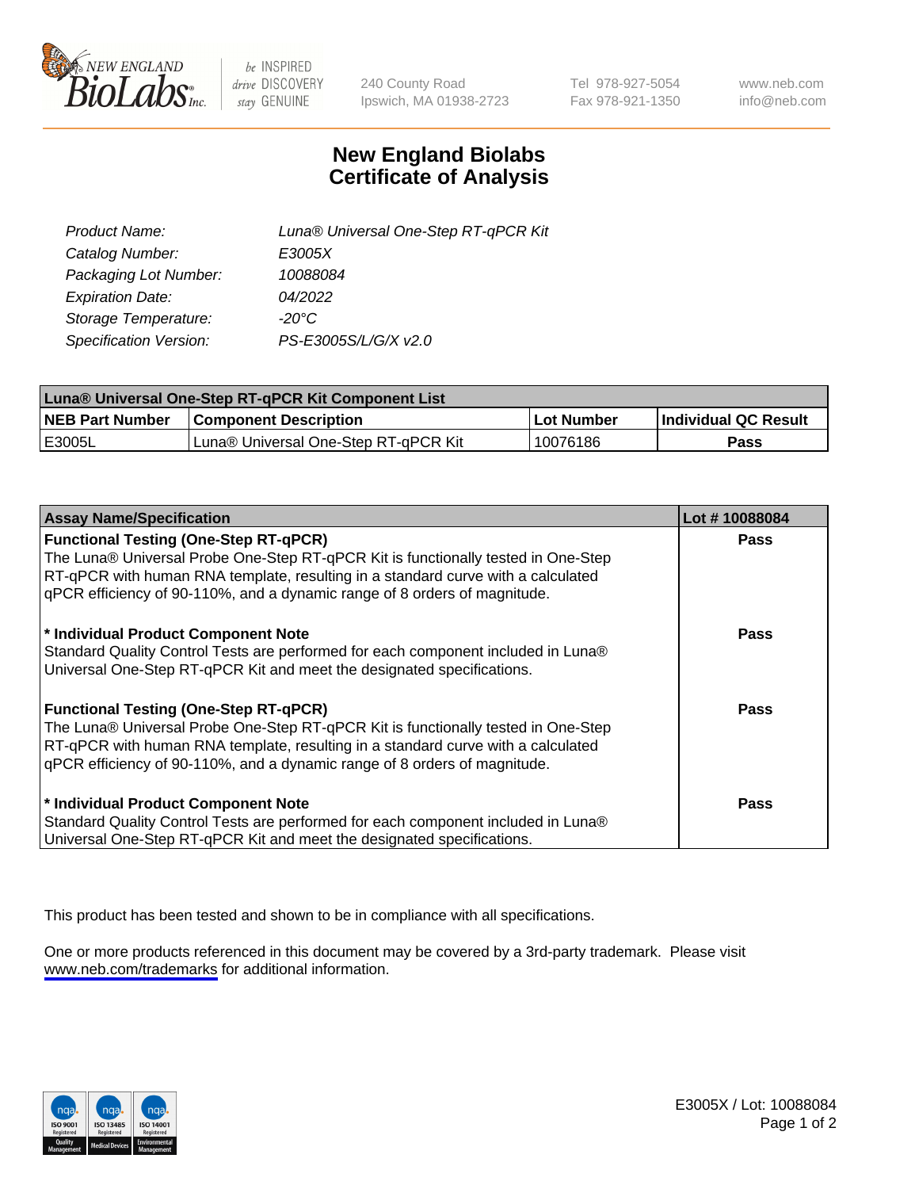New England BioLabs Inc. — be INSPIRED drive DISCOVERY stay GENUINE

240 County Road
Ipswich, MA 01938-2723

Tel 978-927-5054
Fax 978-921-1350

www.neb.com
info@neb.com

# New England Biolabs Certificate of Analysis

| | |
|---|---|
| *Product Name:* | *Luna® Universal One-Step RT-qPCR Kit* |
| *Catalog Number:* | *E3005X* |
| *Packaging Lot Number:* | *10088084* |
| *Expiration Date:* | *04/2022* |
| *Storage Temperature:* | *-20°C* |
| *Specification Version:* | *PS-E3005S/L/G/X v2.0* |

| **Luna® Universal One-Step RT-qPCR Kit Component List** | | | |
|---|---|---|---|
| **NEB Part Number** | **Component Description** | **Lot Number** | **Individual QC Result** |
| E3005L | Luna® Universal One-Step RT-qPCR Kit | 10076186 | **Pass** |

| **Assay Name/Specification** | **Lot # 10088084** |
|---|---|
| **Functional Testing (One-Step RT-qPCR)** The Luna® Universal Probe One-Step RT-qPCR Kit is functionally tested in One-Step RT-qPCR with human RNA template, resulting in a standard curve with a calculated qPCR efficiency of 90-110%, and a dynamic range of 8 orders of magnitude. | **Pass** |
| **\* Individual Product Component Note** Standard Quality Control Tests are performed for each component included in Luna® Universal One-Step RT-qPCR Kit and meet the designated specifications. | **Pass** |
| **Functional Testing (One-Step RT-qPCR)** The Luna® Universal Probe One-Step RT-qPCR Kit is functionally tested in One-Step RT-qPCR with human RNA template, resulting in a standard curve with a calculated qPCR efficiency of 90-110%, and a dynamic range of 8 orders of magnitude. | **Pass** |
| **\* Individual Product Component Note** Standard Quality Control Tests are performed for each component included in Luna® Universal One-Step RT-qPCR Kit and meet the designated specifications. | **Pass** |

This product has been tested and shown to be in compliance with all specifications.

One or more products referenced in this document may be covered by a 3rd-party trademark. Please visit www.neb.com/trademarks for additional information.

E3005X / Lot: 10088084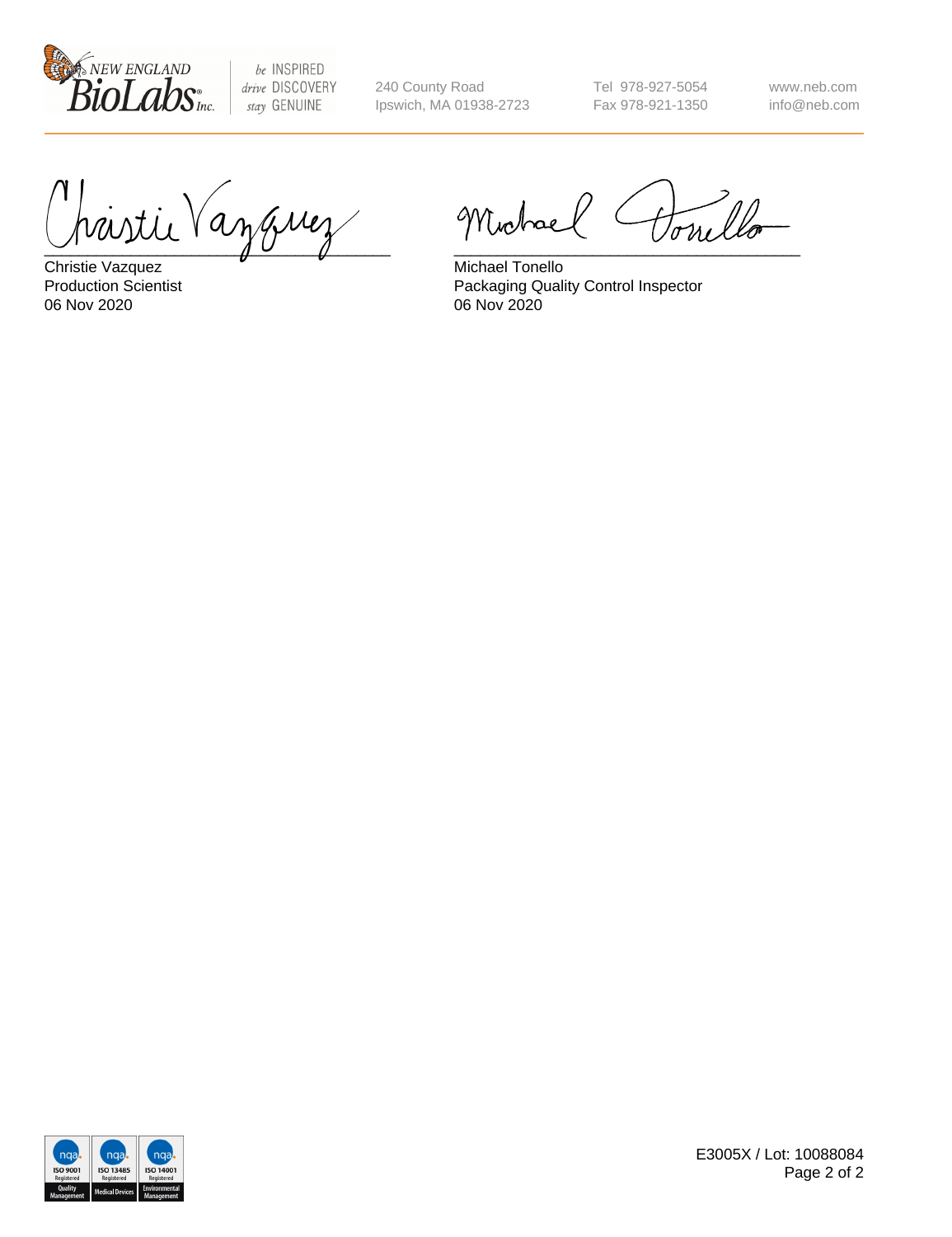Christie Vazquez
Production Scientist
06 Nov 2020

Michael Tonello
Packaging Quality Control Inspector
06 Nov 2020

E3005X / Lot: 10088084